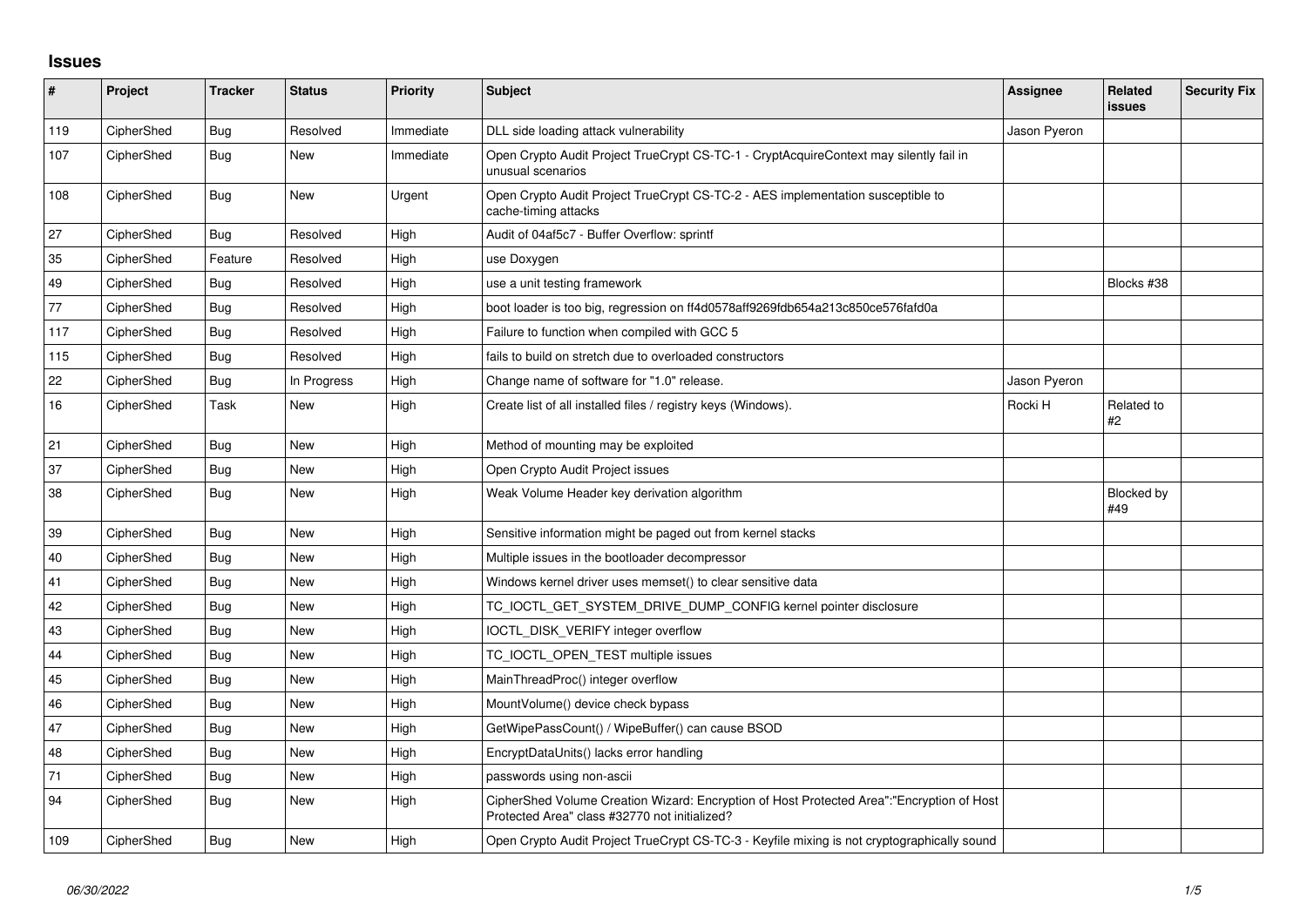## Issues

| # | Project | Tracker | Status | Priority | Subject | Assignee | Related issues | Security Fix |
|---|---|---|---|---|---|---|---|---|
| 119 | CipherShed | Bug | Resolved | Immediate | DLL side loading attack vulnerability | Jason Pyeron | | |
| 107 | CipherShed | Bug | New | Immediate | Open Crypto Audit Project TrueCrypt CS-TC-1 - CryptAcquireContext may silently fail in unusual scenarios | | | |
| 108 | CipherShed | Bug | New | Urgent | Open Crypto Audit Project TrueCrypt CS-TC-2 - AES implementation susceptible to cache-timing attacks | | | |
| 27 | CipherShed | Bug | Resolved | High | Audit of 04af5c7 - Buffer Overflow: sprintf | | | |
| 35 | CipherShed | Feature | Resolved | High | use Doxygen | | | |
| 49 | CipherShed | Bug | Resolved | High | use a unit testing framework | | Blocks #38 | |
| 77 | CipherShed | Bug | Resolved | High | boot loader is too big, regression on ff4d0578aff9269fdb654a213c850ce576fafd0a | | | |
| 117 | CipherShed | Bug | Resolved | High | Failure to function when compiled with GCC 5 | | | |
| 115 | CipherShed | Bug | Resolved | High | fails to build on stretch due to overloaded constructors | | | |
| 22 | CipherShed | Bug | In Progress | High | Change name of software for "1.0" release. | Jason Pyeron | | |
| 16 | CipherShed | Task | New | High | Create list of all installed files / registry keys (Windows). | Rocki H | Related to #2 | |
| 21 | CipherShed | Bug | New | High | Method of mounting may be exploited | | | |
| 37 | CipherShed | Bug | New | High | Open Crypto Audit Project issues | | | |
| 38 | CipherShed | Bug | New | High | Weak Volume Header key derivation algorithm | | Blocked by #49 | |
| 39 | CipherShed | Bug | New | High | Sensitive information might be paged out from kernel stacks | | | |
| 40 | CipherShed | Bug | New | High | Multiple issues in the bootloader decompressor | | | |
| 41 | CipherShed | Bug | New | High | Windows kernel driver uses memset() to clear sensitive data | | | |
| 42 | CipherShed | Bug | New | High | TC_IOCTL_GET_SYSTEM_DRIVE_DUMP_CONFIG kernel pointer disclosure | | | |
| 43 | CipherShed | Bug | New | High | IOCTL_DISK_VERIFY integer overflow | | | |
| 44 | CipherShed | Bug | New | High | TC_IOCTL_OPEN_TEST multiple issues | | | |
| 45 | CipherShed | Bug | New | High | MainThreadProc() integer overflow | | | |
| 46 | CipherShed | Bug | New | High | MountVolume() device check bypass | | | |
| 47 | CipherShed | Bug | New | High | GetWipePassCount() / WipeBuffer() can cause BSOD | | | |
| 48 | CipherShed | Bug | New | High | EncryptDataUnits() lacks error handling | | | |
| 71 | CipherShed | Bug | New | High | passwords using non-ascii | | | |
| 94 | CipherShed | Bug | New | High | CipherShed Volume Creation Wizard: Encryption of Host Protected Area":"Encryption of Host Protected Area" class #32770 not initialized? | | | |
| 109 | CipherShed | Bug | New | High | Open Crypto Audit Project TrueCrypt CS-TC-3 - Keyfile mixing is not cryptographically sound | | | |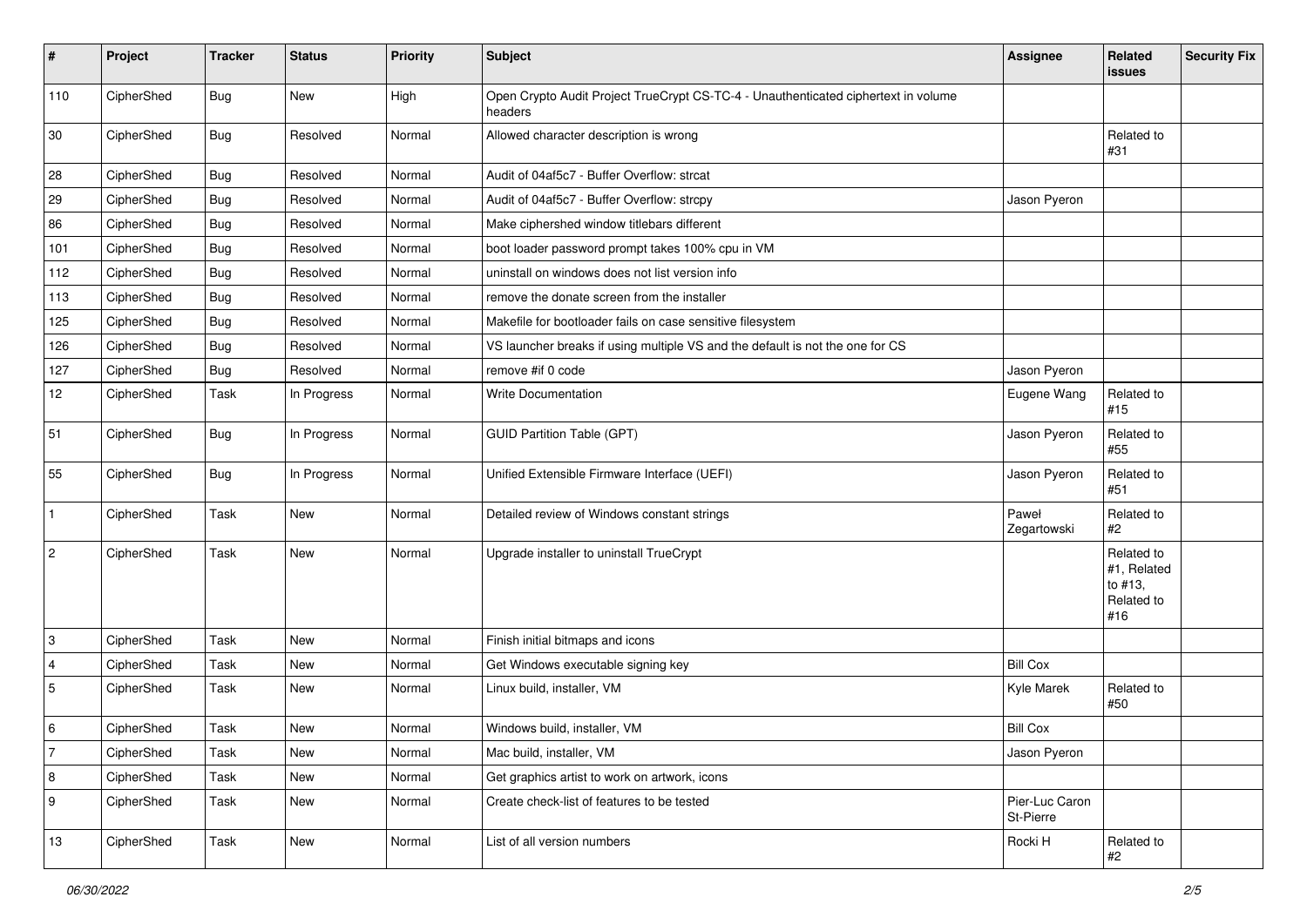| # | Project | Tracker | Status | Priority | Subject | Assignee | Related issues | Security Fix |
|---|---|---|---|---|---|---|---|---|
| 110 | CipherShed | Bug | New | High | Open Crypto Audit Project TrueCrypt CS-TC-4 - Unauthenticated ciphertext in volume headers | | | |
| 30 | CipherShed | Bug | Resolved | Normal | Allowed character description is wrong | | Related to #31 | |
| 28 | CipherShed | Bug | Resolved | Normal | Audit of 04af5c7 - Buffer Overflow: strcat | | | |
| 29 | CipherShed | Bug | Resolved | Normal | Audit of 04af5c7 - Buffer Overflow: strcpy | Jason Pyeron | | |
| 86 | CipherShed | Bug | Resolved | Normal | Make ciphershed window titlebars different | | | |
| 101 | CipherShed | Bug | Resolved | Normal | boot loader password prompt takes 100% cpu in VM | | | |
| 112 | CipherShed | Bug | Resolved | Normal | uninstall on windows does not list version info | | | |
| 113 | CipherShed | Bug | Resolved | Normal | remove the donate screen from the installer | | | |
| 125 | CipherShed | Bug | Resolved | Normal | Makefile for bootloader fails on case sensitive filesystem | | | |
| 126 | CipherShed | Bug | Resolved | Normal | VS launcher breaks if using multiple VS and the default is not the one for CS | | | |
| 127 | CipherShed | Bug | Resolved | Normal | remove #if 0 code | Jason Pyeron | | |
| 12 | CipherShed | Task | In Progress | Normal | Write Documentation | Eugene Wang | Related to #15 | |
| 51 | CipherShed | Bug | In Progress | Normal | GUID Partition Table (GPT) | Jason Pyeron | Related to #55 | |
| 55 | CipherShed | Bug | In Progress | Normal | Unified Extensible Firmware Interface (UEFI) | Jason Pyeron | Related to #51 | |
| 1 | CipherShed | Task | New | Normal | Detailed review of Windows constant strings | Paweł Zegartowski | Related to #2 | |
| 2 | CipherShed | Task | New | Normal | Upgrade installer to uninstall TrueCrypt | | Related to #1, Related to #13, Related to #16 | |
| 3 | CipherShed | Task | New | Normal | Finish initial bitmaps and icons | | | |
| 4 | CipherShed | Task | New | Normal | Get Windows executable signing key | Bill Cox | | |
| 5 | CipherShed | Task | New | Normal | Linux build, installer, VM | Kyle Marek | Related to #50 | |
| 6 | CipherShed | Task | New | Normal | Windows build, installer, VM | Bill Cox | | |
| 7 | CipherShed | Task | New | Normal | Mac build, installer, VM | Jason Pyeron | | |
| 8 | CipherShed | Task | New | Normal | Get graphics artist to work on artwork, icons | | | |
| 9 | CipherShed | Task | New | Normal | Create check-list of features to be tested | Pier-Luc Caron St-Pierre | | |
| 13 | CipherShed | Task | New | Normal | List of all version numbers | Rocki H | Related to #2 | |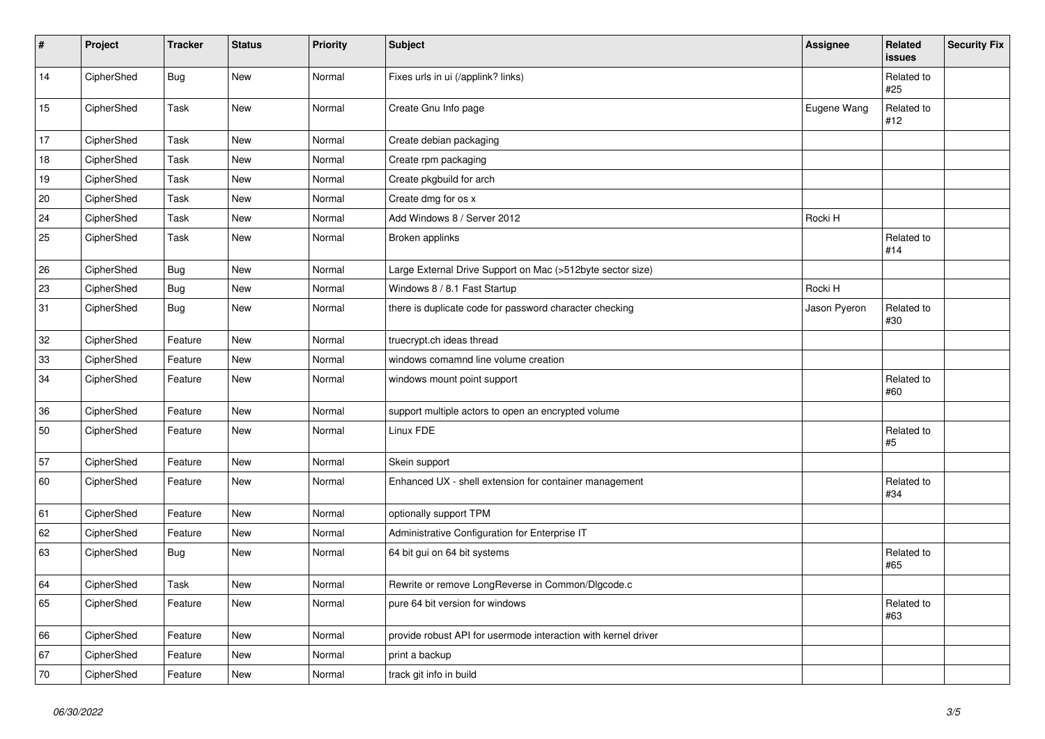| # | Project | Tracker | Status | Priority | Subject | Assignee | Related issues | Security Fix |
|---|---|---|---|---|---|---|---|---|
| 14 | CipherShed | Bug | New | Normal | Fixes urls in ui (/applink? links) | | Related to #25 | |
| 15 | CipherShed | Task | New | Normal | Create Gnu Info page | Eugene Wang | Related to #12 | |
| 17 | CipherShed | Task | New | Normal | Create debian packaging | | | |
| 18 | CipherShed | Task | New | Normal | Create rpm packaging | | | |
| 19 | CipherShed | Task | New | Normal | Create pkgbuild for arch | | | |
| 20 | CipherShed | Task | New | Normal | Create dmg for os x | | | |
| 24 | CipherShed | Task | New | Normal | Add Windows 8 / Server 2012 | Rocki H | | |
| 25 | CipherShed | Task | New | Normal | Broken applinks | | Related to #14 | |
| 26 | CipherShed | Bug | New | Normal | Large External Drive Support on Mac (>512byte sector size) | | | |
| 23 | CipherShed | Bug | New | Normal | Windows 8 / 8.1 Fast Startup | Rocki H | | |
| 31 | CipherShed | Bug | New | Normal | there is duplicate code for password character checking | Jason Pyeron | Related to #30 | |
| 32 | CipherShed | Feature | New | Normal | truecrypt.ch ideas thread | | | |
| 33 | CipherShed | Feature | New | Normal | windows comamnd line volume creation | | | |
| 34 | CipherShed | Feature | New | Normal | windows mount point support | | Related to #60 | |
| 36 | CipherShed | Feature | New | Normal | support multiple actors to open an encrypted volume | | | |
| 50 | CipherShed | Feature | New | Normal | Linux FDE | | Related to #5 | |
| 57 | CipherShed | Feature | New | Normal | Skein support | | | |
| 60 | CipherShed | Feature | New | Normal | Enhanced UX - shell extension for container management | | Related to #34 | |
| 61 | CipherShed | Feature | New | Normal | optionally support TPM | | | |
| 62 | CipherShed | Feature | New | Normal | Administrative Configuration for Enterprise IT | | | |
| 63 | CipherShed | Bug | New | Normal | 64 bit gui on 64 bit systems | | Related to #65 | |
| 64 | CipherShed | Task | New | Normal | Rewrite or remove LongReverse in Common/Dlgcode.c | | | |
| 65 | CipherShed | Feature | New | Normal | pure 64 bit version for windows | | Related to #63 | |
| 66 | CipherShed | Feature | New | Normal | provide robust API for usermode interaction with kernel driver | | | |
| 67 | CipherShed | Feature | New | Normal | print a backup | | | |
| 70 | CipherShed | Feature | New | Normal | track git info in build | | | |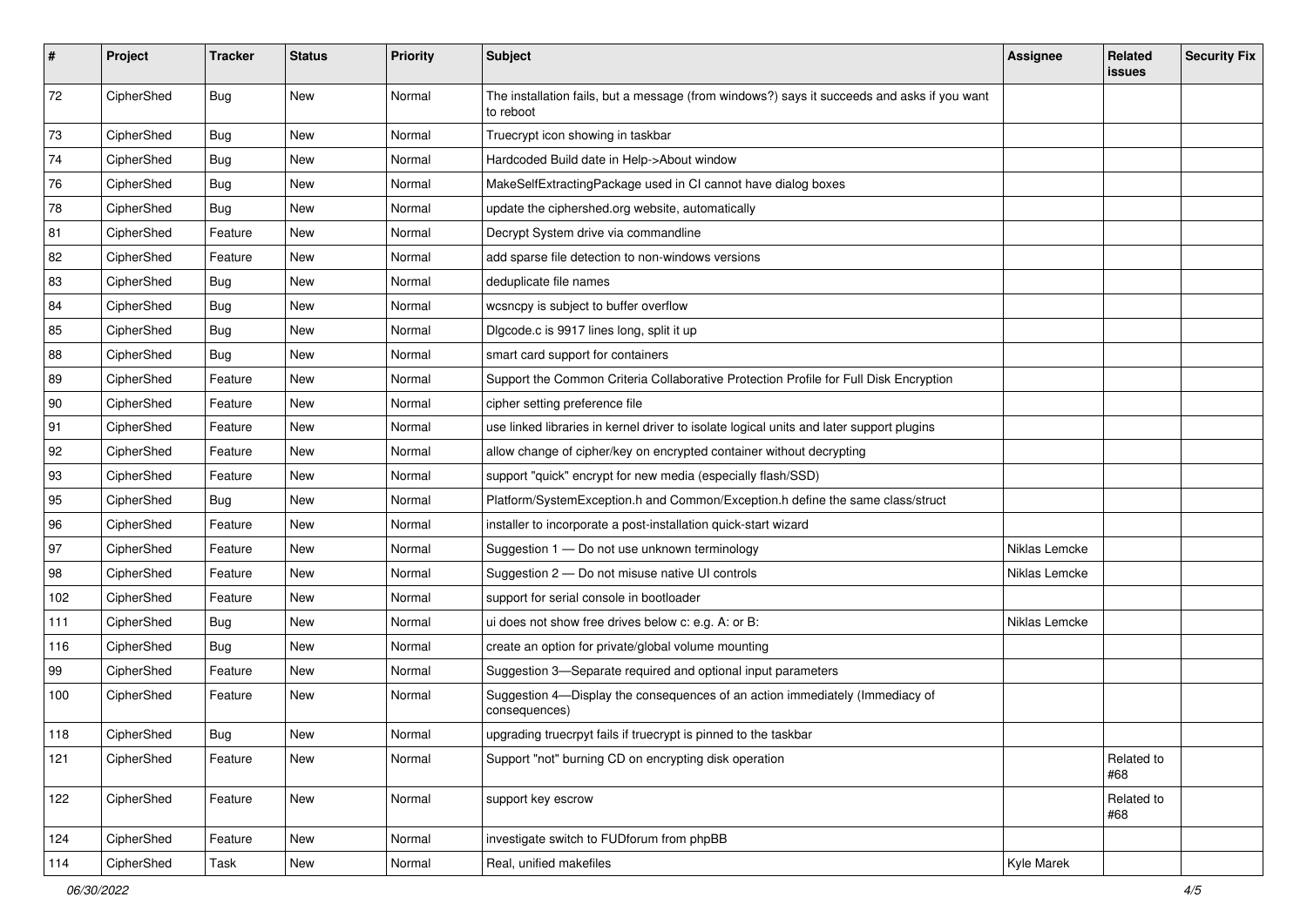| # | Project | Tracker | Status | Priority | Subject | Assignee | Related issues | Security Fix |
|---|---|---|---|---|---|---|---|---|
| 72 | CipherShed | Bug | New | Normal | The installation fails, but a message (from windows?) says it succeeds and asks if you want to reboot | | | |
| 73 | CipherShed | Bug | New | Normal | Truecrypt icon showing in taskbar | | | |
| 74 | CipherShed | Bug | New | Normal | Hardcoded Build date in Help->About window | | | |
| 76 | CipherShed | Bug | New | Normal | MakeSelfExtractingPackage used in CI cannot have dialog boxes | | | |
| 78 | CipherShed | Bug | New | Normal | update the ciphershed.org website, automatically | | | |
| 81 | CipherShed | Feature | New | Normal | Decrypt System drive via commandline | | | |
| 82 | CipherShed | Feature | New | Normal | add sparse file detection to non-windows versions | | | |
| 83 | CipherShed | Bug | New | Normal | deduplicate file names | | | |
| 84 | CipherShed | Bug | New | Normal | wcsncpy is subject to buffer overflow | | | |
| 85 | CipherShed | Bug | New | Normal | Dlgcode.c is 9917 lines long, split it up | | | |
| 88 | CipherShed | Bug | New | Normal | smart card support for containers | | | |
| 89 | CipherShed | Feature | New | Normal | Support the Common Criteria Collaborative Protection Profile for Full Disk Encryption | | | |
| 90 | CipherShed | Feature | New | Normal | cipher setting preference file | | | |
| 91 | CipherShed | Feature | New | Normal | use linked libraries in kernel driver to isolate logical units and later support plugins | | | |
| 92 | CipherShed | Feature | New | Normal | allow change of cipher/key on encrypted container without decrypting | | | |
| 93 | CipherShed | Feature | New | Normal | support "quick" encrypt for new media (especially flash/SSD) | | | |
| 95 | CipherShed | Bug | New | Normal | Platform/SystemException.h and Common/Exception.h define the same class/struct | | | |
| 96 | CipherShed | Feature | New | Normal | installer to incorporate a post-installation quick-start wizard | | | |
| 97 | CipherShed | Feature | New | Normal | Suggestion 1 — Do not use unknown terminology | Niklas Lemcke | | |
| 98 | CipherShed | Feature | New | Normal | Suggestion 2 — Do not misuse native UI controls | Niklas Lemcke | | |
| 102 | CipherShed | Feature | New | Normal | support for serial console in bootloader | | | |
| 111 | CipherShed | Bug | New | Normal | ui does not show free drives below c: e.g. A: or B: | Niklas Lemcke | | |
| 116 | CipherShed | Bug | New | Normal | create an option for private/global volume mounting | | | |
| 99 | CipherShed | Feature | New | Normal | Suggestion 3—Separate required and optional input parameters | | | |
| 100 | CipherShed | Feature | New | Normal | Suggestion 4—Display the consequences of an action immediately (Immediacy of consequences) | | | |
| 118 | CipherShed | Bug | New | Normal | upgrading truecrpyt fails if truecrypt is pinned to the taskbar | | | |
| 121 | CipherShed | Feature | New | Normal | Support "not" burning CD on encrypting disk operation | | Related to #68 | |
| 122 | CipherShed | Feature | New | Normal | support key escrow | | Related to #68 | |
| 124 | CipherShed | Feature | New | Normal | investigate switch to FUDforum from phpBB | | | |
| 114 | CipherShed | Task | New | Normal | Real, unified makefiles | Kyle Marek | | |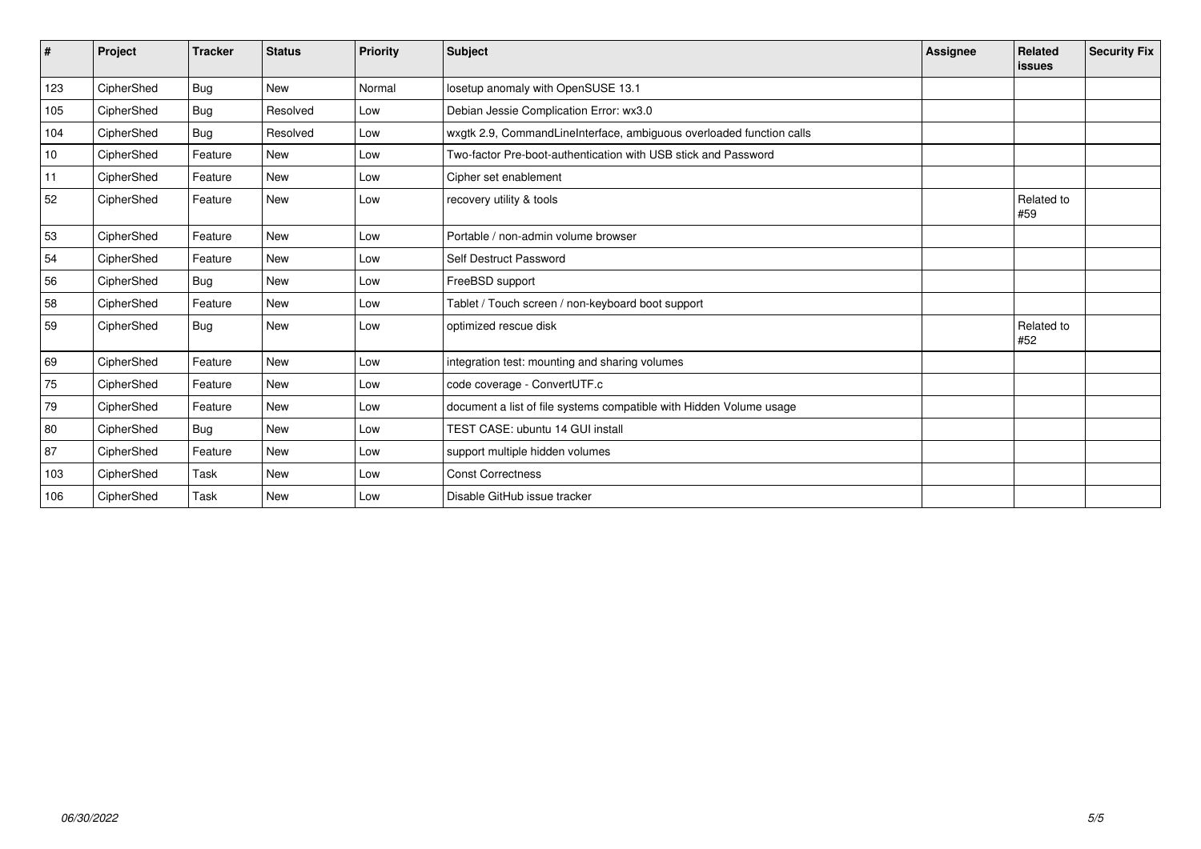| # | Project | Tracker | Status | Priority | Subject | Assignee | Related issues | Security Fix |
|---|---|---|---|---|---|---|---|---|
| 123 | CipherShed | Bug | New | Normal | losetup anomaly with OpenSUSE 13.1 | | | |
| 105 | CipherShed | Bug | Resolved | Low | Debian Jessie Complication Error: wx3.0 | | | |
| 104 | CipherShed | Bug | Resolved | Low | wxgtk 2.9, CommandLineInterface, ambiguous overloaded function calls | | | |
| 10 | CipherShed | Feature | New | Low | Two-factor Pre-boot-authentication with USB stick and Password | | | |
| 11 | CipherShed | Feature | New | Low | Cipher set enablement | | | |
| 52 | CipherShed | Feature | New | Low | recovery utility & tools | | Related to #59 | |
| 53 | CipherShed | Feature | New | Low | Portable / non-admin volume browser | | | |
| 54 | CipherShed | Feature | New | Low | Self Destruct Password | | | |
| 56 | CipherShed | Bug | New | Low | FreeBSD support | | | |
| 58 | CipherShed | Feature | New | Low | Tablet / Touch screen / non-keyboard boot support | | | |
| 59 | CipherShed | Bug | New | Low | optimized rescue disk | | Related to #52 | |
| 69 | CipherShed | Feature | New | Low | integration test: mounting and sharing volumes | | | |
| 75 | CipherShed | Feature | New | Low | code coverage - ConvertUTF.c | | | |
| 79 | CipherShed | Feature | New | Low | document a list of file systems compatible with Hidden Volume usage | | | |
| 80 | CipherShed | Bug | New | Low | TEST CASE: ubuntu 14 GUI install | | | |
| 87 | CipherShed | Feature | New | Low | support multiple hidden volumes | | | |
| 103 | CipherShed | Task | New | Low | Const Correctness | | | |
| 106 | CipherShed | Task | New | Low | Disable GitHub issue tracker | | | |